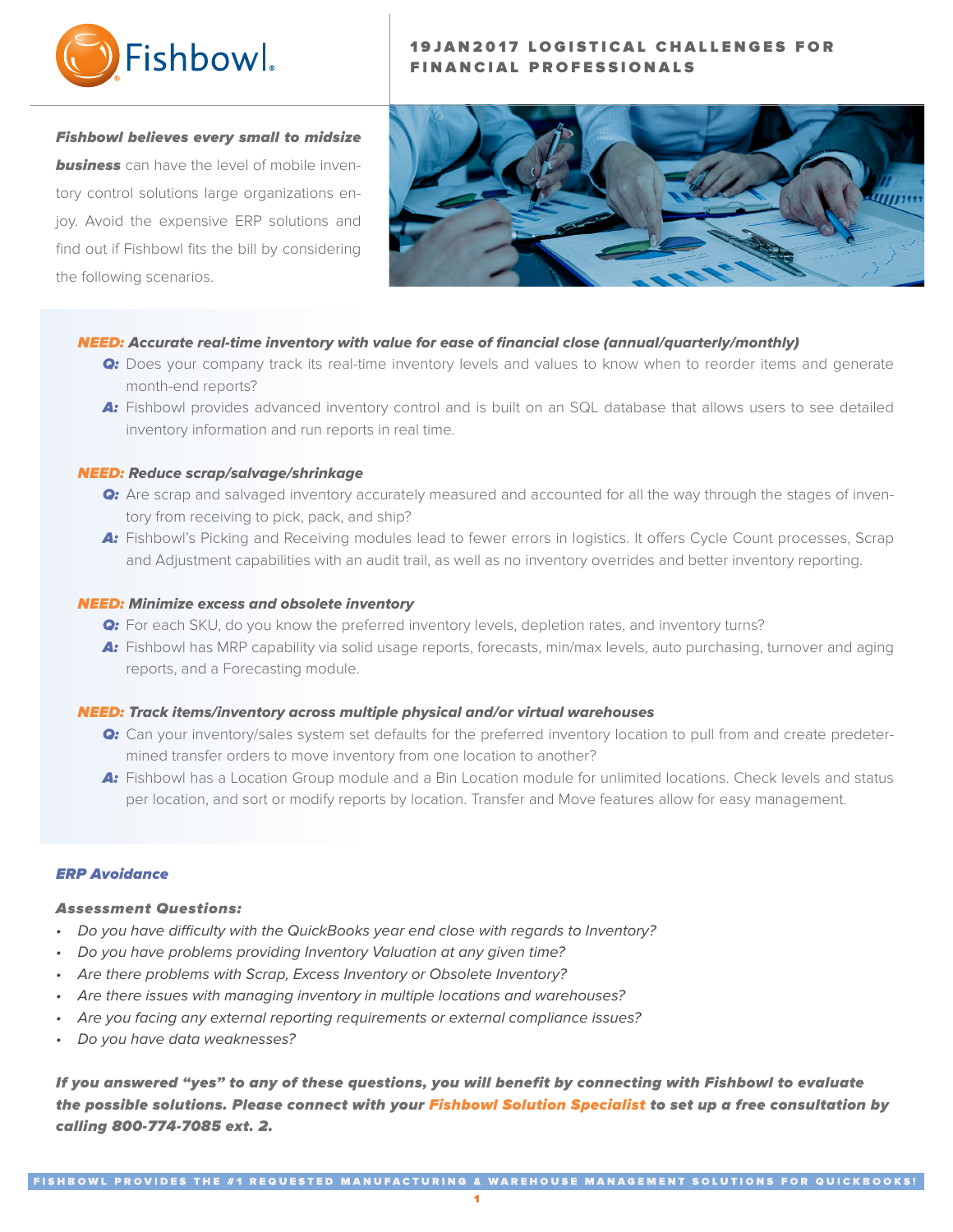# 19JAN2017 LOGISTICAL CHALLENGES FOR FINANCIAL PROFESSIONALS

***Fishbowl believes every small to midsize business*** can have the level of mobile inventory control solutions large organizations enjoy. Avoid the expensive ERP solutions and find out if Fishbowl fits the bill by considering the following scenarios.

***NEED: Accurate real-time inventory with value for ease of financial close (annual/quarterly/monthly)***

- ***Q:*** Does your company track its real-time inventory levels and values to know when to reorder items and generate month-end reports?
- ***A:*** Fishbowl provides advanced inventory control and is built on an SQL database that allows users to see detailed inventory information and run reports in real time.

***NEED: Reduce scrap/salvage/shrinkage***

- ***Q:*** Are scrap and salvaged inventory accurately measured and accounted for all the way through the stages of inventory from receiving to pick, pack, and ship?
- ***A:*** Fishbowl's Picking and Receiving modules lead to fewer errors in logistics. It offers Cycle Count processes, Scrap and Adjustment capabilities with an audit trail, as well as no inventory overrides and better inventory reporting.

***NEED: Minimize excess and obsolete inventory***

- ***Q:*** For each SKU, do you know the preferred inventory levels, depletion rates, and inventory turns?
- ***A:*** Fishbowl has MRP capability via solid usage reports, forecasts, min/max levels, auto purchasing, turnover and aging reports, and a Forecasting module.

***NEED: Track items/inventory across multiple physical and/or virtual warehouses***

- ***Q:*** Can your inventory/sales system set defaults for the preferred inventory location to pull from and create predetermined transfer orders to move inventory from one location to another?
- ***A:*** Fishbowl has a Location Group module and a Bin Location module for unlimited locations. Check levels and status per location, and sort or modify reports by location. Transfer and Move features allow for easy management.

## *ERP Avoidance*

***Assessment Questions:***

- *Do you have difficulty with the QuickBooks year end close with regards to Inventory?*
- *Do you have problems providing Inventory Valuation at any given time?*
- *Are there problems with Scrap, Excess Inventory or Obsolete Inventory?*
- *Are there issues with managing inventory in multiple locations and warehouses?*
- *Are you facing any external reporting requirements or external compliance issues?*
- *Do you have data weaknesses?*

***If you answered "yes" to any of these questions, you will benefit by connecting with Fishbowl to evaluate the possible solutions. Please connect with your Fishbowl Solution Specialist to set up a free consultation by calling 800-774-7085 ext. 2.***

FISHBOWL PROVIDES THE #1 REQUESTED MANUFACTURING & WAREHOUSE MANAGEMENT SOLUTIONS FOR QUICKBOOKS!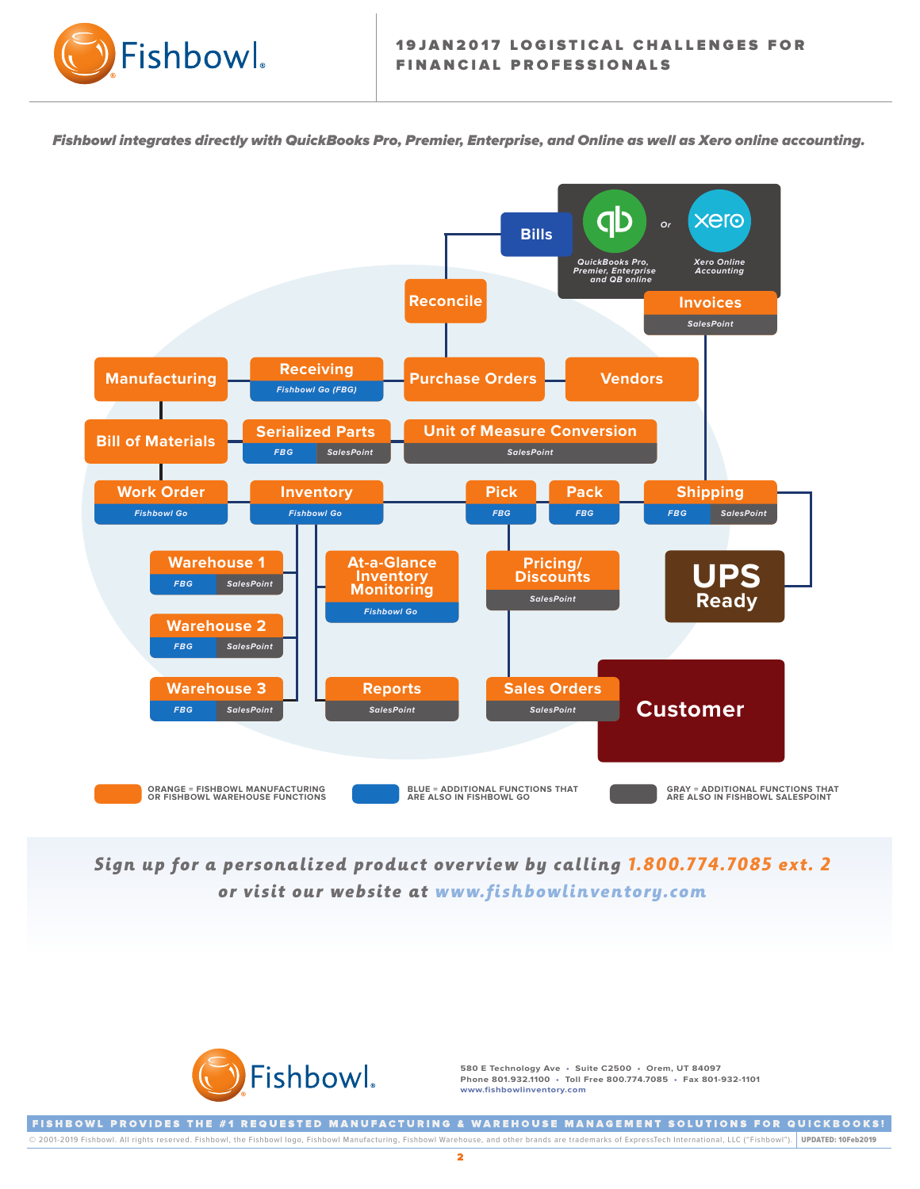*Fishbowl integrates directly with QuickBooks Pro, Premier, Enterprise, and Online as well as Xero online accounting.*

Bills

QuickBooks Pro, Premier, Enterprise and QB online

Or

Xero Online Accounting

Reconcile

Invoices
SalesPoint

Manufacturing

Receiving
Fishbowl Go (FBG)

Purchase Orders

Vendors

Bill of Materials

Serialized Parts
FBG | SalesPoint

Unit of Measure Conversion
SalesPoint

Work Order
Fishbowl Go

Inventory
Fishbowl Go

Pick
FBG

Pack
FBG

Shipping
FBG | SalesPoint

Warehouse 1
FBG | SalesPoint

At-a-Glance Inventory Monitoring
Fishbowl Go

Pricing/ Discounts
SalesPoint

UPS Ready

Warehouse 2
FBG | SalesPoint

Warehouse 3
FBG | SalesPoint

Reports
SalesPoint

Sales Orders
SalesPoint

Customer

ORANGE = FISHBOWL MANUFACTURING OR FISHBOWL WAREHOUSE FUNCTIONS

BLUE = ADDITIONAL FUNCTIONS THAT ARE ALSO IN FISHBOWL GO

GRAY = ADDITIONAL FUNCTIONS THAT ARE ALSO IN FISHBOWL SALESPOINT

***Sign up for a personalized product overview by calling 1.800.774.7085 ext. 2 or visit our website at www.fishbowlinventory.com***

580 E Technology Ave • Suite C2500 • Orem, UT 84097
Phone 801.932.1100 • Toll Free 800.774.7085 • Fax 801-932-1101
www.fishbowlinventory.com

FISHBOWL PROVIDES THE #1 REQUESTED MANUFACTURING & WAREHOUSE MANAGEMENT SOLUTIONS FOR QUICKBOOKS!

© 2001-2019 Fishbowl. All rights reserved. Fishbowl, the Fishbowl logo, Fishbowl Manufacturing, Fishbowl Warehouse, and other brands are trademarks of ExpressTech International, LLC ("Fishbowl"). UPDATED: 10Feb2019